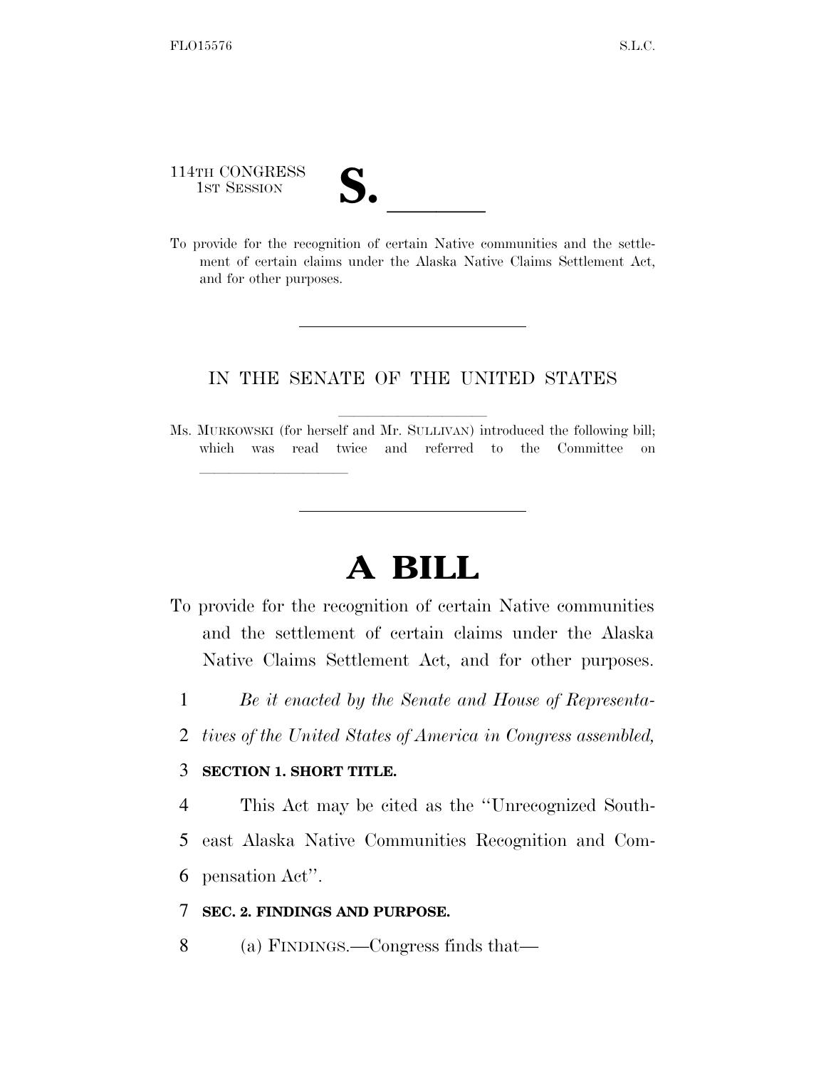114TH CONGRESS
1ST SESSION

# S. ______

To provide for the recognition of certain Native communities and the settlement of certain claims under the Alaska Native Claims Settlement Act, and for other purposes.

---

IN THE SENATE OF THE UNITED STATES

Ms. MURKOWSKI (for herself and Mr. SULLIVAN) introduced the following bill; which was read twice and referred to the Committee on ______________

---

# A BILL

To provide for the recognition of certain Native communities and the settlement of certain claims under the Alaska Native Claims Settlement Act, and for other purposes.

1 *Be it enacted by the Senate and House of Representa-*
2 *tives of the United States of America in Congress assembled,*

3 **SECTION 1. SHORT TITLE.**

4 This Act may be cited as the ''Unrecognized South-
5 east Alaska Native Communities Recognition and Com-
6 pensation Act''.

7 **SEC. 2. FINDINGS AND PURPOSE.**

8 (a) FINDINGS.—Congress finds that—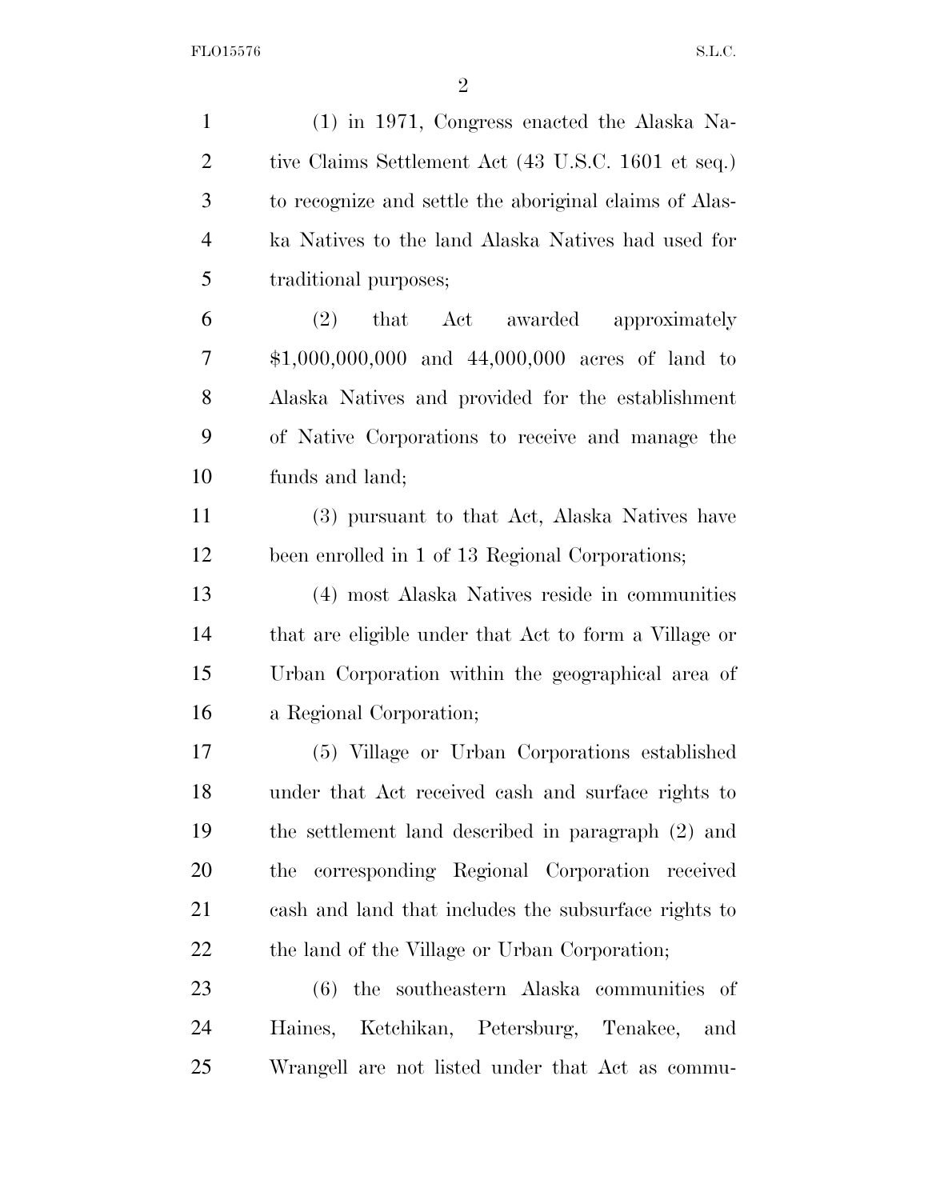(1) in 1971, Congress enacted the Alaska Native Claims Settlement Act (43 U.S.C. 1601 et seq.) to recognize and settle the aboriginal claims of Alaska Natives to the land Alaska Natives had used for traditional purposes;

(2) that Act awarded approximately $1,000,000,000 and 44,000,000 acres of land to Alaska Natives and provided for the establishment of Native Corporations to receive and manage the funds and land;

(3) pursuant to that Act, Alaska Natives have been enrolled in 1 of 13 Regional Corporations;

(4) most Alaska Natives reside in communities that are eligible under that Act to form a Village or Urban Corporation within the geographical area of a Regional Corporation;

(5) Village or Urban Corporations established under that Act received cash and surface rights to the settlement land described in paragraph (2) and the corresponding Regional Corporation received cash and land that includes the subsurface rights to the land of the Village or Urban Corporation;

(6) the southeastern Alaska communities of Haines, Ketchikan, Petersburg, Tenakee, and Wrangell are not listed under that Act as commu-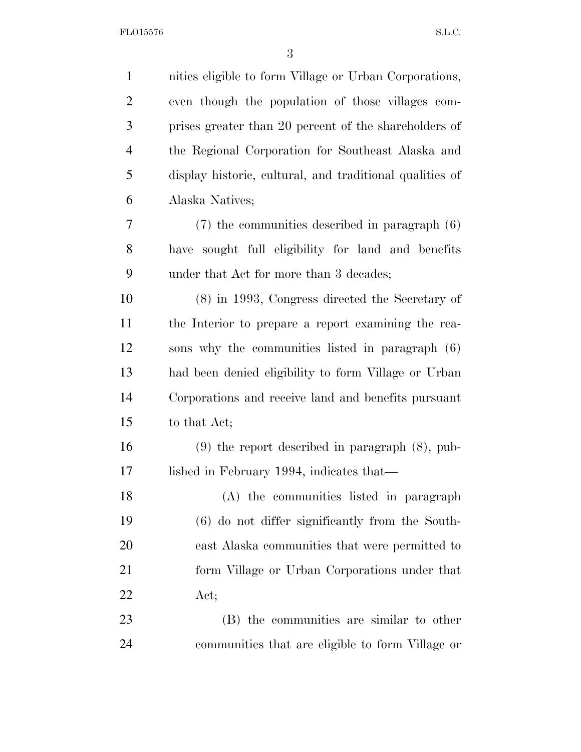nities eligible to form Village or Urban Corporations, even though the population of those villages comprises greater than 20 percent of the shareholders of the Regional Corporation for Southeast Alaska and display historic, cultural, and traditional qualities of Alaska Natives;

(7) the communities described in paragraph (6) have sought full eligibility for land and benefits under that Act for more than 3 decades;

(8) in 1993, Congress directed the Secretary of the Interior to prepare a report examining the reasons why the communities listed in paragraph (6) had been denied eligibility to form Village or Urban Corporations and receive land and benefits pursuant to that Act;

(9) the report described in paragraph (8), published in February 1994, indicates that—

(A) the communities listed in paragraph (6) do not differ significantly from the Southeast Alaska communities that were permitted to form Village or Urban Corporations under that Act;

(B) the communities are similar to other communities that are eligible to form Village or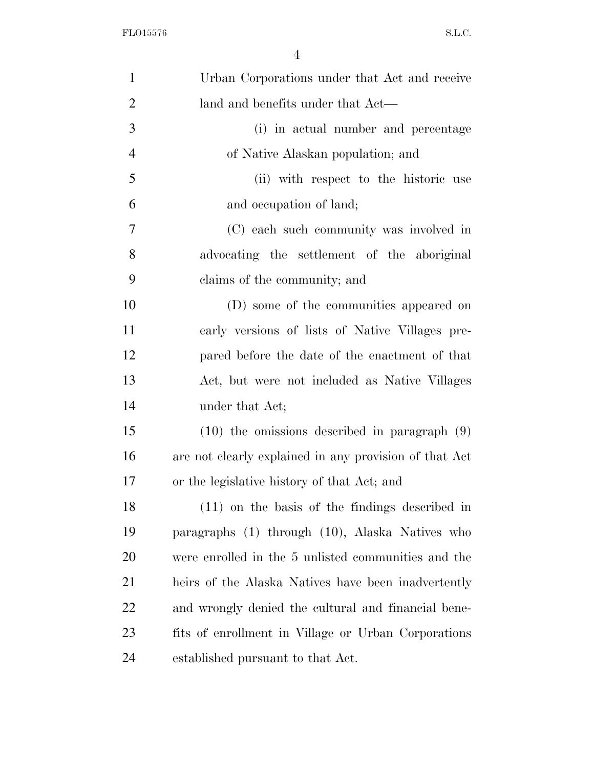Urban Corporations under that Act and receive land and benefits under that Act—

(i) in actual number and percentage of Native Alaskan population; and

(ii) with respect to the historic use and occupation of land;

(C) each such community was involved in advocating the settlement of the aboriginal claims of the community; and

(D) some of the communities appeared on early versions of lists of Native Villages prepared before the date of the enactment of that Act, but were not included as Native Villages under that Act;

(10) the omissions described in paragraph (9) are not clearly explained in any provision of that Act or the legislative history of that Act; and

(11) on the basis of the findings described in paragraphs (1) through (10), Alaska Natives who were enrolled in the 5 unlisted communities and the heirs of the Alaska Natives have been inadvertently and wrongly denied the cultural and financial benefits of enrollment in Village or Urban Corporations established pursuant to that Act.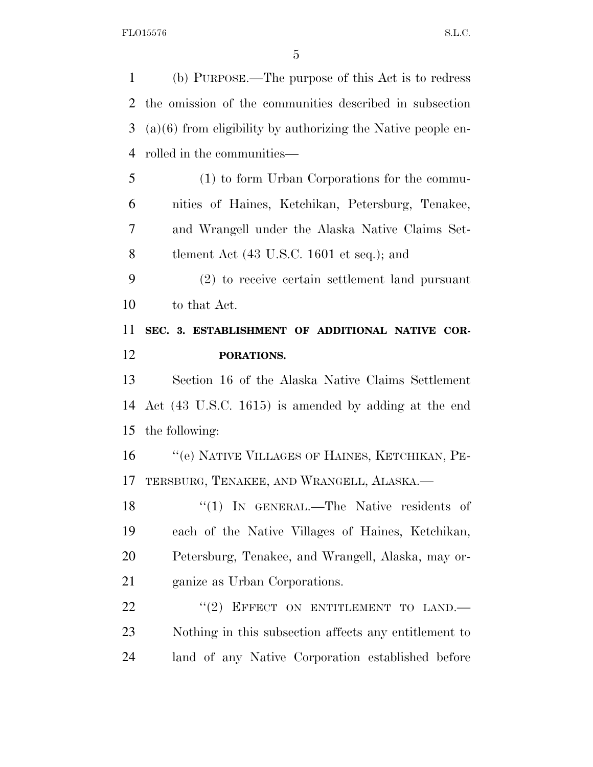(b) PURPOSE.—The purpose of this Act is to redress the omission of the communities described in subsection (a)(6) from eligibility by authorizing the Native people enrolled in the communities—

(1) to form Urban Corporations for the communities of Haines, Ketchikan, Petersburg, Tenakee, and Wrangell under the Alaska Native Claims Settlement Act (43 U.S.C. 1601 et seq.); and

(2) to receive certain settlement land pursuant to that Act.

**SEC. 3. ESTABLISHMENT OF ADDITIONAL NATIVE CORPORATIONS.**

Section 16 of the Alaska Native Claims Settlement Act (43 U.S.C. 1615) is amended by adding at the end the following:

"(e) NATIVE VILLAGES OF HAINES, KETCHIKAN, PETERSBURG, TENAKEE, AND WRANGELL, ALASKA.—

"(1) IN GENERAL.—The Native residents of each of the Native Villages of Haines, Ketchikan, Petersburg, Tenakee, and Wrangell, Alaska, may organize as Urban Corporations.

"(2) EFFECT ON ENTITLEMENT TO LAND.—Nothing in this subsection affects any entitlement to land of any Native Corporation established before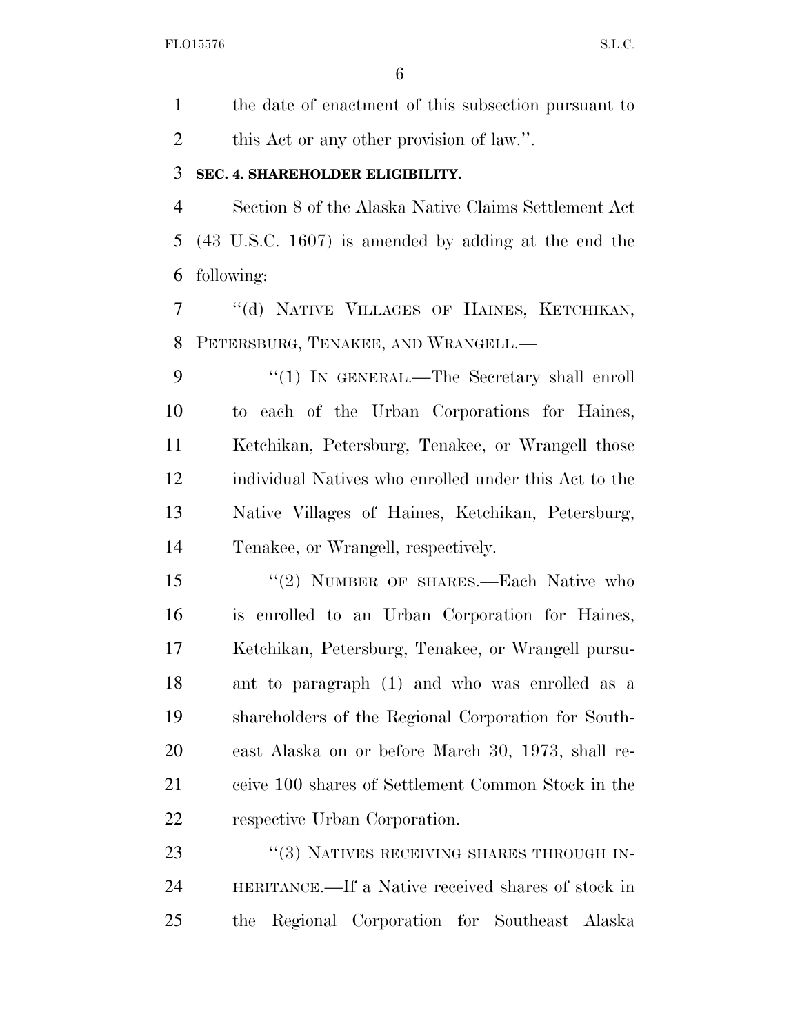the date of enactment of this subsection pursuant to this Act or any other provision of law.''.

**SEC. 4. SHAREHOLDER ELIGIBILITY.**

Section 8 of the Alaska Native Claims Settlement Act (43 U.S.C. 1607) is amended by adding at the end the following:

''(d) NATIVE VILLAGES OF HAINES, KETCHIKAN, PETERSBURG, TENAKEE, AND WRANGELL.—

''(1) IN GENERAL.—The Secretary shall enroll to each of the Urban Corporations for Haines, Ketchikan, Petersburg, Tenakee, or Wrangell those individual Natives who enrolled under this Act to the Native Villages of Haines, Ketchikan, Petersburg, Tenakee, or Wrangell, respectively.

''(2) NUMBER OF SHARES.—Each Native who is enrolled to an Urban Corporation for Haines, Ketchikan, Petersburg, Tenakee, or Wrangell pursuant to paragraph (1) and who was enrolled as a shareholders of the Regional Corporation for Southeast Alaska on or before March 30, 1973, shall receive 100 shares of Settlement Common Stock in the respective Urban Corporation.

''(3) NATIVES RECEIVING SHARES THROUGH INHERITANCE.—If a Native received shares of stock in the Regional Corporation for Southeast Alaska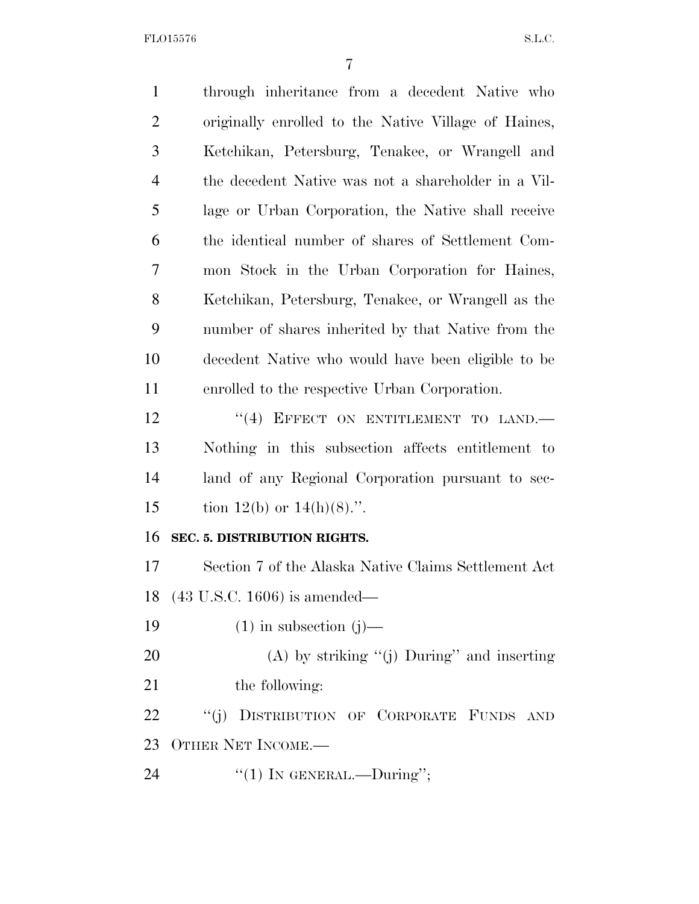through inheritance from a decedent Native who originally enrolled to the Native Village of Haines, Ketchikan, Petersburg, Tenakee, or Wrangell and the decedent Native was not a shareholder in a Village or Urban Corporation, the Native shall receive the identical number of shares of Settlement Common Stock in the Urban Corporation for Haines, Ketchikan, Petersburg, Tenakee, or Wrangell as the number of shares inherited by that Native from the decedent Native who would have been eligible to be enrolled to the respective Urban Corporation.

"(4) EFFECT ON ENTITLEMENT TO LAND.—Nothing in this subsection affects entitlement to land of any Regional Corporation pursuant to section 12(b) or 14(h)(8).".

**SEC. 5. DISTRIBUTION RIGHTS.**

Section 7 of the Alaska Native Claims Settlement Act (43 U.S.C. 1606) is amended—

(1) in subsection (j)—

(A) by striking "(j) During" and inserting the following:

"(j) DISTRIBUTION OF CORPORATE FUNDS AND OTHER NET INCOME.—

"(1) IN GENERAL.—During";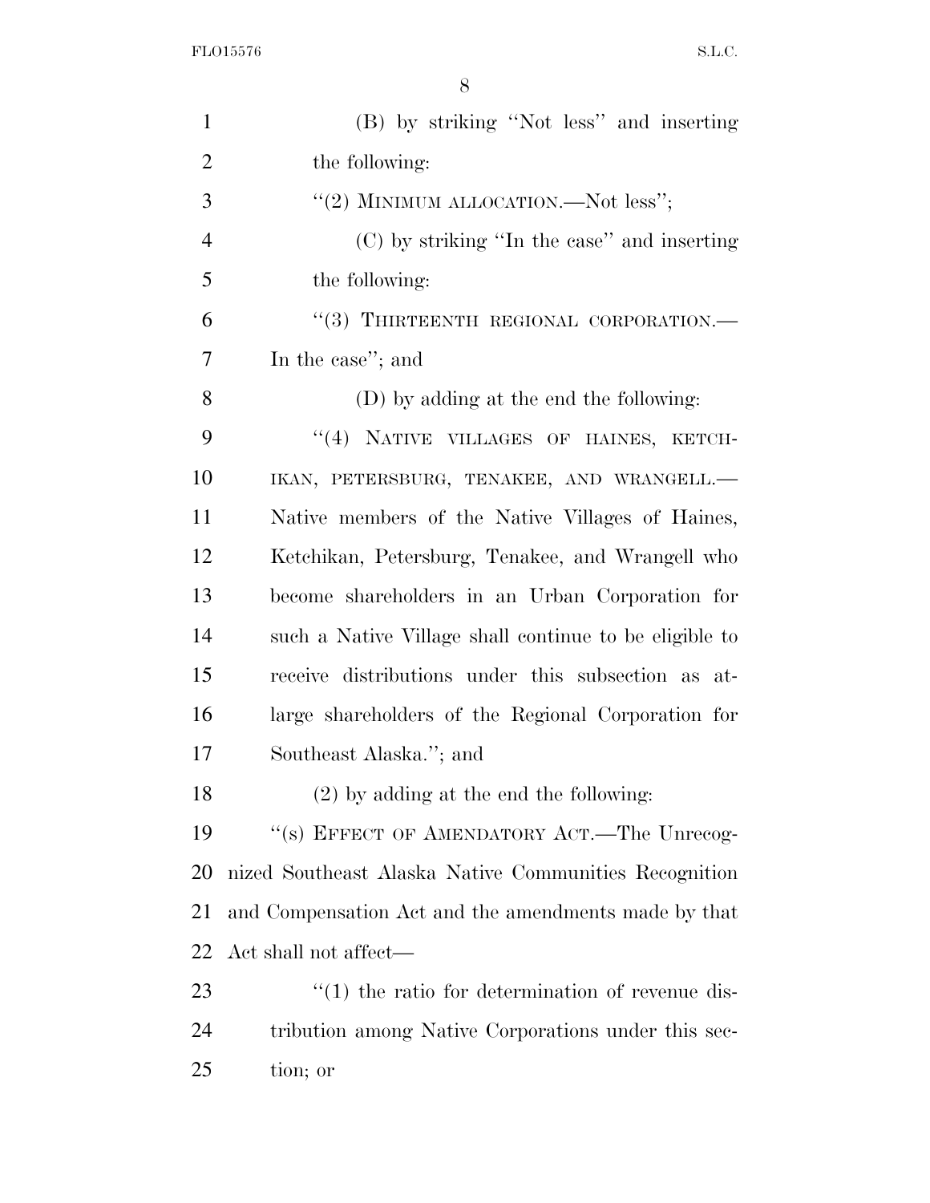(B) by striking "Not less" and inserting the following:

"(2) MINIMUM ALLOCATION.—Not less";

(C) by striking "In the case" and inserting the following:

"(3) THIRTEENTH REGIONAL CORPORATION.—In the case"; and

(D) by adding at the end the following:

"(4) NATIVE VILLAGES OF HAINES, KETCHIKAN, PETERSBURG, TENAKEE, AND WRANGELL.—Native members of the Native Villages of Haines, Ketchikan, Petersburg, Tenakee, and Wrangell who become shareholders in an Urban Corporation for such a Native Village shall continue to be eligible to receive distributions under this subsection as at-large shareholders of the Regional Corporation for Southeast Alaska."; and

(2) by adding at the end the following:

"(s) EFFECT OF AMENDATORY ACT.—The Unrecognized Southeast Alaska Native Communities Recognition and Compensation Act and the amendments made by that Act shall not affect—

"(1) the ratio for determination of revenue distribution among Native Corporations under this section; or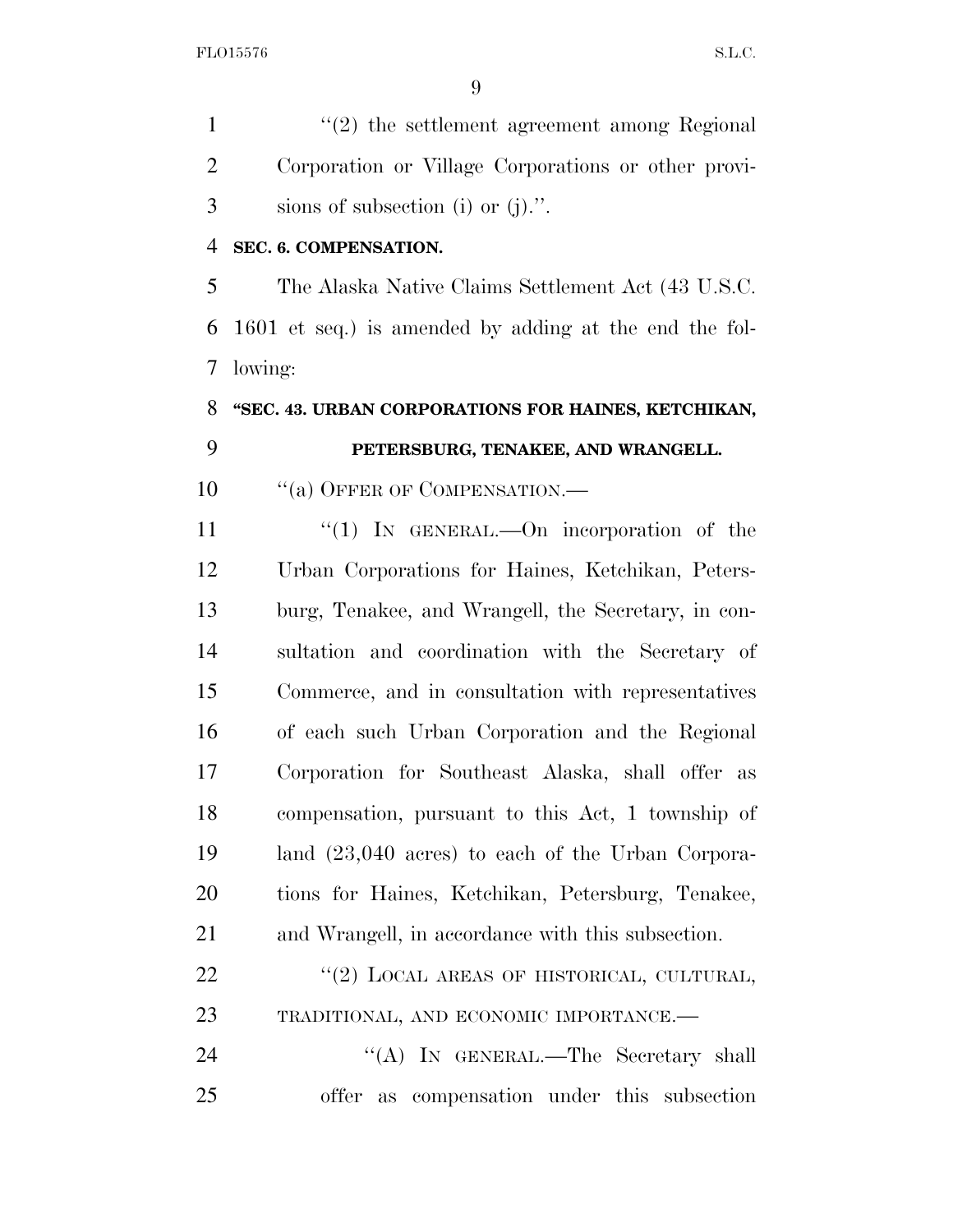"(2) the settlement agreement among Regional Corporation or Village Corporations or other provisions of subsection (i) or (j).".

**SEC. 6. COMPENSATION.**

The Alaska Native Claims Settlement Act (43 U.S.C. 1601 et seq.) is amended by adding at the end the following:

**"SEC. 43. URBAN CORPORATIONS FOR HAINES, KETCHIKAN, PETERSBURG, TENAKEE, AND WRANGELL.**

"(a) OFFER OF COMPENSATION.—

"(1) IN GENERAL.—On incorporation of the Urban Corporations for Haines, Ketchikan, Petersburg, Tenakee, and Wrangell, the Secretary, in consultation and coordination with the Secretary of Commerce, and in consultation with representatives of each such Urban Corporation and the Regional Corporation for Southeast Alaska, shall offer as compensation, pursuant to this Act, 1 township of land (23,040 acres) to each of the Urban Corporations for Haines, Ketchikan, Petersburg, Tenakee, and Wrangell, in accordance with this subsection.

"(2) LOCAL AREAS OF HISTORICAL, CULTURAL, TRADITIONAL, AND ECONOMIC IMPORTANCE.—

"(A) IN GENERAL.—The Secretary shall offer as compensation under this subsection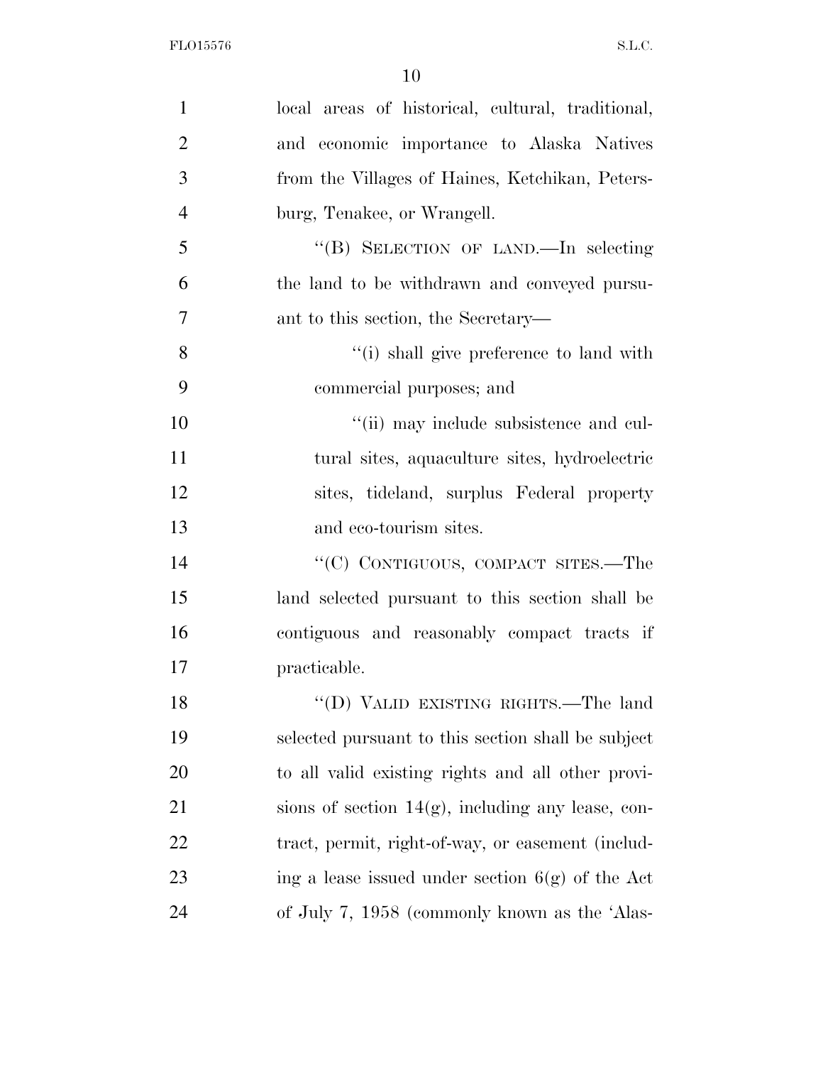local areas of historical, cultural, traditional, and economic importance to Alaska Natives from the Villages of Haines, Ketchikan, Petersburg, Tenakee, or Wrangell.

"(B) SELECTION OF LAND.—In selecting the land to be withdrawn and conveyed pursuant to this section, the Secretary—

"(i) shall give preference to land with commercial purposes; and

"(ii) may include subsistence and cultural sites, aquaculture sites, hydroelectric sites, tideland, surplus Federal property and eco-tourism sites.

"(C) CONTIGUOUS, COMPACT SITES.—The land selected pursuant to this section shall be contiguous and reasonably compact tracts if practicable.

"(D) VALID EXISTING RIGHTS.—The land selected pursuant to this section shall be subject to all valid existing rights and all other provisions of section 14(g), including any lease, contract, permit, right-of-way, or easement (including a lease issued under section 6(g) of the Act of July 7, 1958 (commonly known as the 'Alas-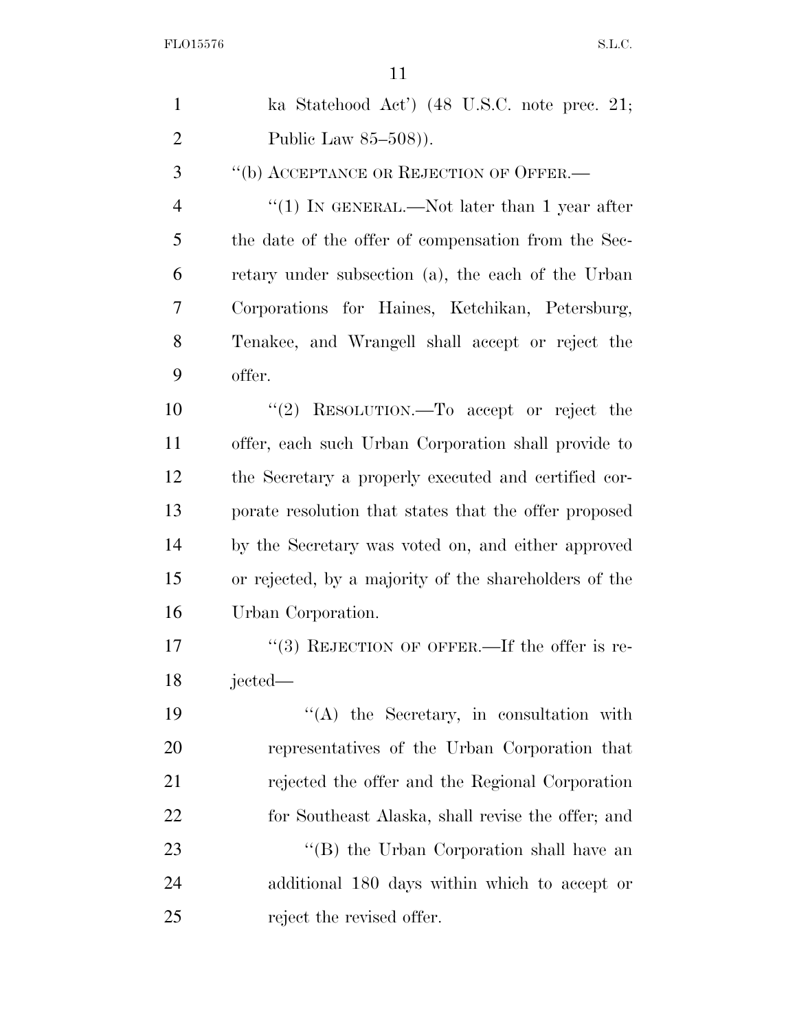ka Statehood Act') (48 U.S.C. note prec. 21; Public Law 85–508)).

"(b) ACCEPTANCE OR REJECTION OF OFFER.—

"(1) IN GENERAL.—Not later than 1 year after the date of the offer of compensation from the Secretary under subsection (a), the each of the Urban Corporations for Haines, Ketchikan, Petersburg, Tenakee, and Wrangell shall accept or reject the offer.

"(2) RESOLUTION.—To accept or reject the offer, each such Urban Corporation shall provide to the Secretary a properly executed and certified corporate resolution that states that the offer proposed by the Secretary was voted on, and either approved or rejected, by a majority of the shareholders of the Urban Corporation.

"(3) REJECTION OF OFFER.—If the offer is rejected—

"(A) the Secretary, in consultation with representatives of the Urban Corporation that rejected the offer and the Regional Corporation for Southeast Alaska, shall revise the offer; and

"(B) the Urban Corporation shall have an additional 180 days within which to accept or reject the revised offer.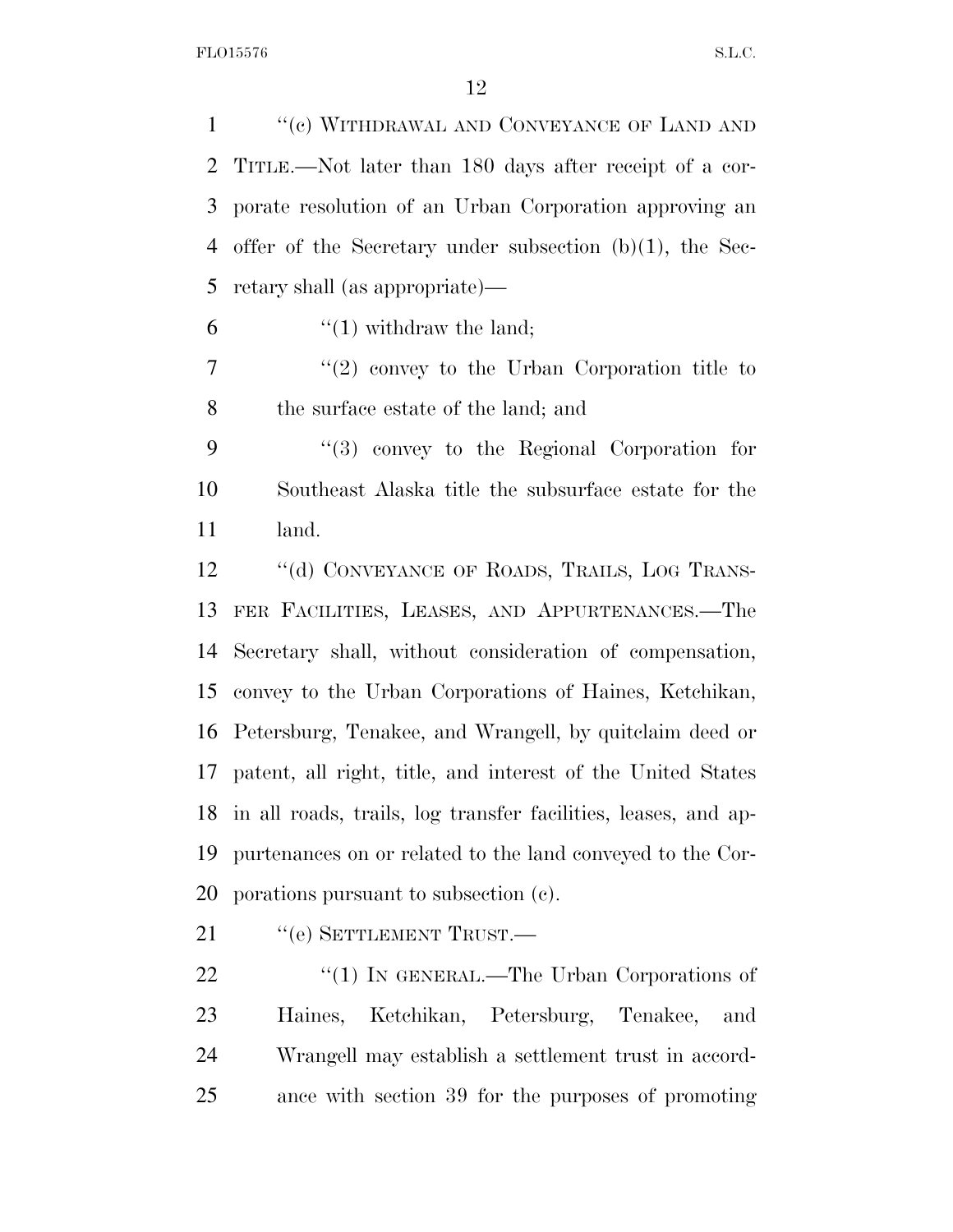"(c) WITHDRAWAL AND CONVEYANCE OF LAND AND TITLE.—Not later than 180 days after receipt of a corporate resolution of an Urban Corporation approving an offer of the Secretary under subsection (b)(1), the Secretary shall (as appropriate)—

"(1) withdraw the land;

"(2) convey to the Urban Corporation title to the surface estate of the land; and

"(3) convey to the Regional Corporation for Southeast Alaska title the subsurface estate for the land.

"(d) CONVEYANCE OF ROADS, TRAILS, LOG TRANSFER FACILITIES, LEASES, AND APPURTENANCES.—The Secretary shall, without consideration of compensation, convey to the Urban Corporations of Haines, Ketchikan, Petersburg, Tenakee, and Wrangell, by quitclaim deed or patent, all right, title, and interest of the United States in all roads, trails, log transfer facilities, leases, and appurtenances on or related to the land conveyed to the Corporations pursuant to subsection (c).

"(e) SETTLEMENT TRUST.—

"(1) IN GENERAL.—The Urban Corporations of Haines, Ketchikan, Petersburg, Tenakee, and Wrangell may establish a settlement trust in accordance with section 39 for the purposes of promoting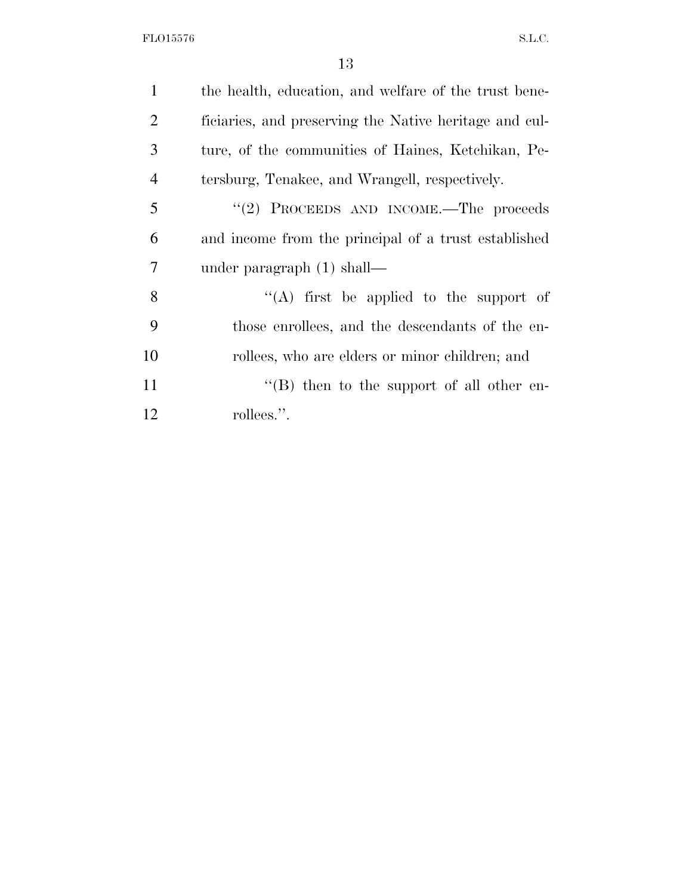the health, education, and welfare of the trust beneficiaries, and preserving the Native heritage and culture, of the communities of Haines, Ketchikan, Petersburg, Tenakee, and Wrangell, respectively.

''(2) PROCEEDS AND INCOME.—The proceeds and income from the principal of a trust established under paragraph (1) shall—

''(A) first be applied to the support of those enrollees, and the descendants of the enrollees, who are elders or minor children; and

''(B) then to the support of all other enrollees.''.